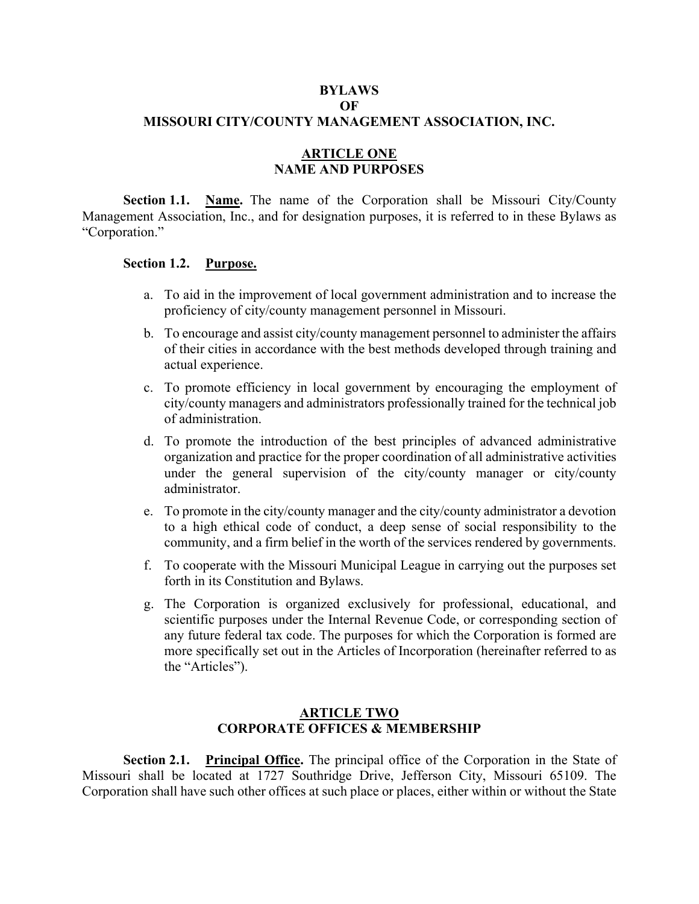# BYLAWS
# OF
# MISSOURI CITY/COUNTY MANAGEMENT ASSOCIATION, INC.

## ARTICLE ONE
## NAME AND PURPOSES

**Section 1.1.** **Name.** The name of the Corporation shall be Missouri City/County Management Association, Inc., and for designation purposes, it is referred to in these Bylaws as "Corporation."

**Section 1.2.** **Purpose.**

a. To aid in the improvement of local government administration and to increase the proficiency of city/county management personnel in Missouri.

b. To encourage and assist city/county management personnel to administer the affairs of their cities in accordance with the best methods developed through training and actual experience.

c. To promote efficiency in local government by encouraging the employment of city/county managers and administrators professionally trained for the technical job of administration.

d. To promote the introduction of the best principles of advanced administrative organization and practice for the proper coordination of all administrative activities under the general supervision of the city/county manager or city/county administrator.

e. To promote in the city/county manager and the city/county administrator a devotion to a high ethical code of conduct, a deep sense of social responsibility to the community, and a firm belief in the worth of the services rendered by governments.

f. To cooperate with the Missouri Municipal League in carrying out the purposes set forth in its Constitution and Bylaws.

g. The Corporation is organized exclusively for professional, educational, and scientific purposes under the Internal Revenue Code, or corresponding section of any future federal tax code. The purposes for which the Corporation is formed are more specifically set out in the Articles of Incorporation (hereinafter referred to as the "Articles").

## ARTICLE TWO
## CORPORATE OFFICES & MEMBERSHIP

**Section 2.1.** **Principal Office.** The principal office of the Corporation in the State of Missouri shall be located at 1727 Southridge Drive, Jefferson City, Missouri 65109. The Corporation shall have such other offices at such place or places, either within or without the State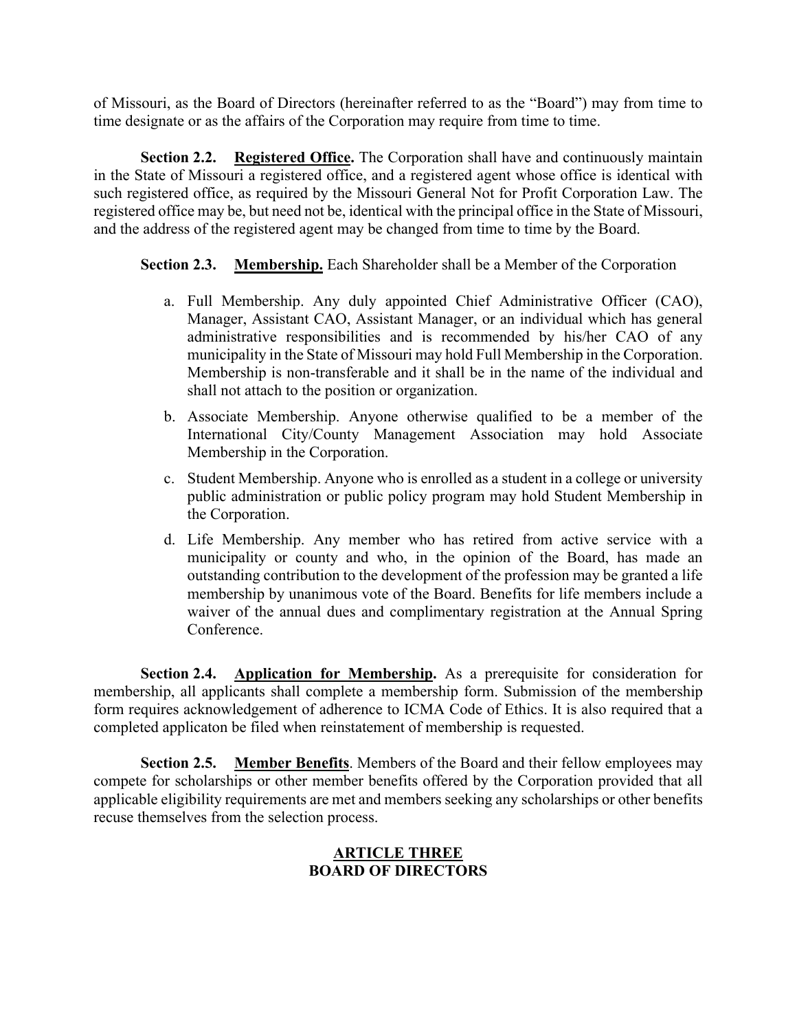of Missouri, as the Board of Directors (hereinafter referred to as the "Board") may from time to time designate or as the affairs of the Corporation may require from time to time.

**Section 2.2. Registered Office.** The Corporation shall have and continuously maintain in the State of Missouri a registered office, and a registered agent whose office is identical with such registered office, as required by the Missouri General Not for Profit Corporation Law. The registered office may be, but need not be, identical with the principal office in the State of Missouri, and the address of the registered agent may be changed from time to time by the Board.

**Section 2.3. Membership.** Each Shareholder shall be a Member of the Corporation

a. Full Membership. Any duly appointed Chief Administrative Officer (CAO), Manager, Assistant CAO, Assistant Manager, or an individual which has general administrative responsibilities and is recommended by his/her CAO of any municipality in the State of Missouri may hold Full Membership in the Corporation. Membership is non-transferable and it shall be in the name of the individual and shall not attach to the position or organization.

b. Associate Membership. Anyone otherwise qualified to be a member of the International City/County Management Association may hold Associate Membership in the Corporation.

c. Student Membership. Anyone who is enrolled as a student in a college or university public administration or public policy program may hold Student Membership in the Corporation.

d. Life Membership. Any member who has retired from active service with a municipality or county and who, in the opinion of the Board, has made an outstanding contribution to the development of the profession may be granted a life membership by unanimous vote of the Board. Benefits for life members include a waiver of the annual dues and complimentary registration at the Annual Spring Conference.

**Section 2.4. Application for Membership.** As a prerequisite for consideration for membership, all applicants shall complete a membership form. Submission of the membership form requires acknowledgement of adherence to ICMA Code of Ethics. It is also required that a completed applicaton be filed when reinstatement of membership is requested.

**Section 2.5. Member Benefits**. Members of the Board and their fellow employees may compete for scholarships or other member benefits offered by the Corporation provided that all applicable eligibility requirements are met and members seeking any scholarships or other benefits recuse themselves from the selection process.

## ARTICLE THREE
## BOARD OF DIRECTORS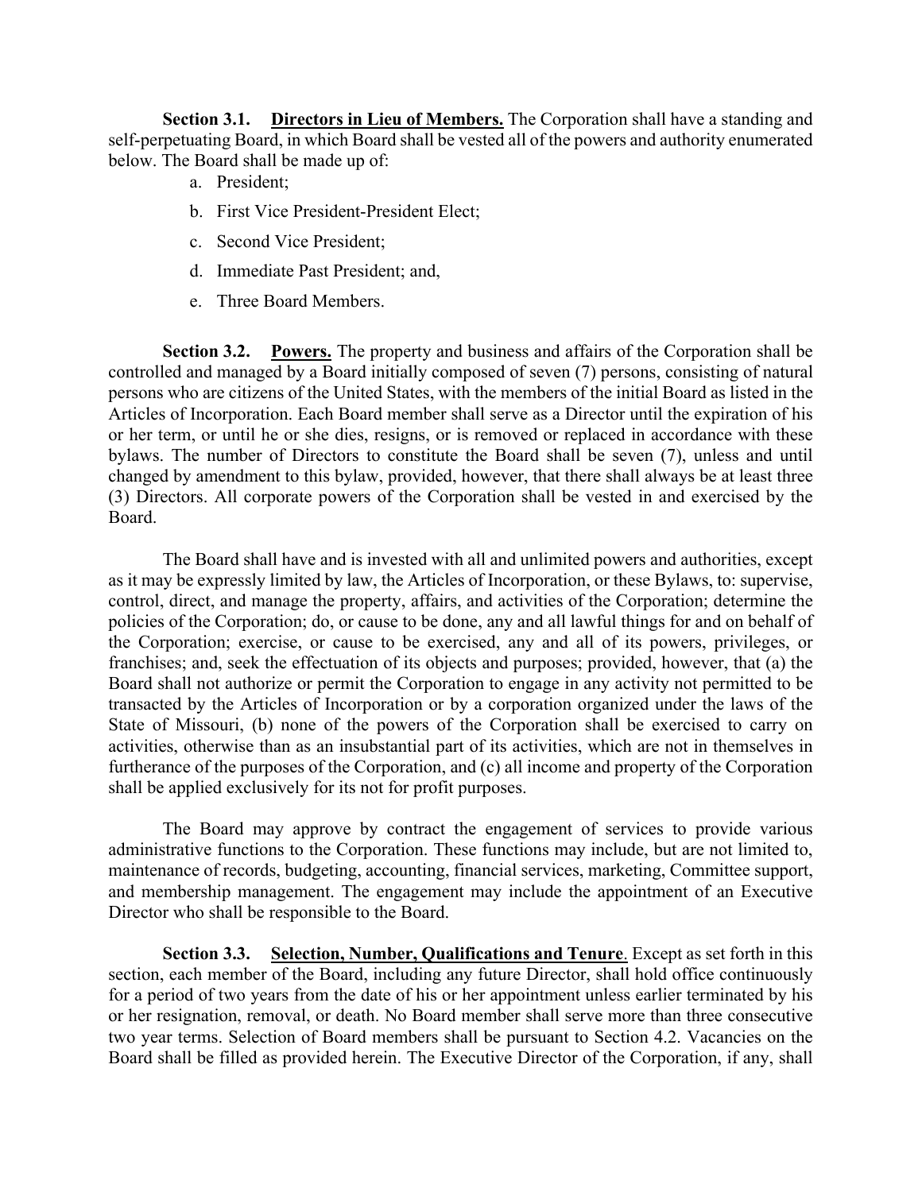**Section 3.1. Directors in Lieu of Members.** The Corporation shall have a standing and self-perpetuating Board, in which Board shall be vested all of the powers and authority enumerated below. The Board shall be made up of:

a. President;

b. First Vice President-President Elect;

c. Second Vice President;

d. Immediate Past President; and,

e. Three Board Members.

**Section 3.2. Powers.** The property and business and affairs of the Corporation shall be controlled and managed by a Board initially composed of seven (7) persons, consisting of natural persons who are citizens of the United States, with the members of the initial Board as listed in the Articles of Incorporation. Each Board member shall serve as a Director until the expiration of his or her term, or until he or she dies, resigns, or is removed or replaced in accordance with these bylaws. The number of Directors to constitute the Board shall be seven (7), unless and until changed by amendment to this bylaw, provided, however, that there shall always be at least three (3) Directors. All corporate powers of the Corporation shall be vested in and exercised by the Board.

The Board shall have and is invested with all and unlimited powers and authorities, except as it may be expressly limited by law, the Articles of Incorporation, or these Bylaws, to: supervise, control, direct, and manage the property, affairs, and activities of the Corporation; determine the policies of the Corporation; do, or cause to be done, any and all lawful things for and on behalf of the Corporation; exercise, or cause to be exercised, any and all of its powers, privileges, or franchises; and, seek the effectuation of its objects and purposes; provided, however, that (a) the Board shall not authorize or permit the Corporation to engage in any activity not permitted to be transacted by the Articles of Incorporation or by a corporation organized under the laws of the State of Missouri, (b) none of the powers of the Corporation shall be exercised to carry on activities, otherwise than as an insubstantial part of its activities, which are not in themselves in furtherance of the purposes of the Corporation, and (c) all income and property of the Corporation shall be applied exclusively for its not for profit purposes.

The Board may approve by contract the engagement of services to provide various administrative functions to the Corporation. These functions may include, but are not limited to, maintenance of records, budgeting, accounting, financial services, marketing, Committee support, and membership management. The engagement may include the appointment of an Executive Director who shall be responsible to the Board.

**Section 3.3. Selection, Number, Qualifications and Tenure**. Except as set forth in this section, each member of the Board, including any future Director, shall hold office continuously for a period of two years from the date of his or her appointment unless earlier terminated by his or her resignation, removal, or death. No Board member shall serve more than three consecutive two year terms. Selection of Board members shall be pursuant to Section 4.2. Vacancies on the Board shall be filled as provided herein. The Executive Director of the Corporation, if any, shall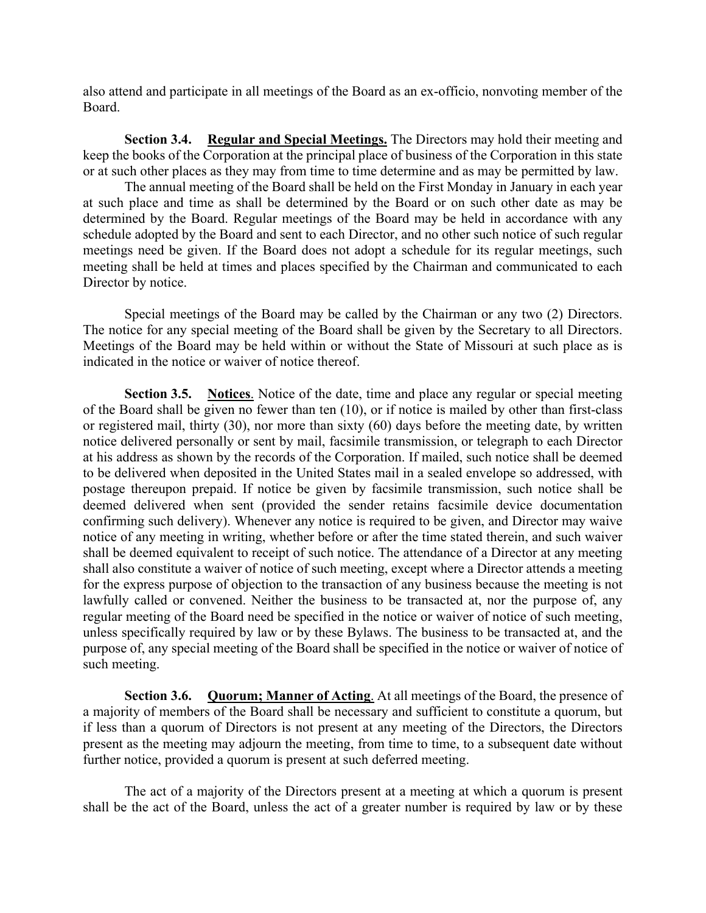also attend and participate in all meetings of the Board as an ex-officio, nonvoting member of the Board.

**Section 3.4. Regular and Special Meetings.** The Directors may hold their meeting and keep the books of the Corporation at the principal place of business of the Corporation in this state or at such other places as they may from time to time determine and as may be permitted by law.

The annual meeting of the Board shall be held on the First Monday in January in each year at such place and time as shall be determined by the Board or on such other date as may be determined by the Board. Regular meetings of the Board may be held in accordance with any schedule adopted by the Board and sent to each Director, and no other such notice of such regular meetings need be given. If the Board does not adopt a schedule for its regular meetings, such meeting shall be held at times and places specified by the Chairman and communicated to each Director by notice.

Special meetings of the Board may be called by the Chairman or any two (2) Directors. The notice for any special meeting of the Board shall be given by the Secretary to all Directors. Meetings of the Board may be held within or without the State of Missouri at such place as is indicated in the notice or waiver of notice thereof.

**Section 3.5. Notices**. Notice of the date, time and place any regular or special meeting of the Board shall be given no fewer than ten (10), or if notice is mailed by other than first-class or registered mail, thirty (30), nor more than sixty (60) days before the meeting date, by written notice delivered personally or sent by mail, facsimile transmission, or telegraph to each Director at his address as shown by the records of the Corporation. If mailed, such notice shall be deemed to be delivered when deposited in the United States mail in a sealed envelope so addressed, with postage thereupon prepaid. If notice be given by facsimile transmission, such notice shall be deemed delivered when sent (provided the sender retains facsimile device documentation confirming such delivery). Whenever any notice is required to be given, and Director may waive notice of any meeting in writing, whether before or after the time stated therein, and such waiver shall be deemed equivalent to receipt of such notice. The attendance of a Director at any meeting shall also constitute a waiver of notice of such meeting, except where a Director attends a meeting for the express purpose of objection to the transaction of any business because the meeting is not lawfully called or convened. Neither the business to be transacted at, nor the purpose of, any regular meeting of the Board need be specified in the notice or waiver of notice of such meeting, unless specifically required by law or by these Bylaws. The business to be transacted at, and the purpose of, any special meeting of the Board shall be specified in the notice or waiver of notice of such meeting.

**Section 3.6. Quorum; Manner of Acting**. At all meetings of the Board, the presence of a majority of members of the Board shall be necessary and sufficient to constitute a quorum, but if less than a quorum of Directors is not present at any meeting of the Directors, the Directors present as the meeting may adjourn the meeting, from time to time, to a subsequent date without further notice, provided a quorum is present at such deferred meeting.

The act of a majority of the Directors present at a meeting at which a quorum is present shall be the act of the Board, unless the act of a greater number is required by law or by these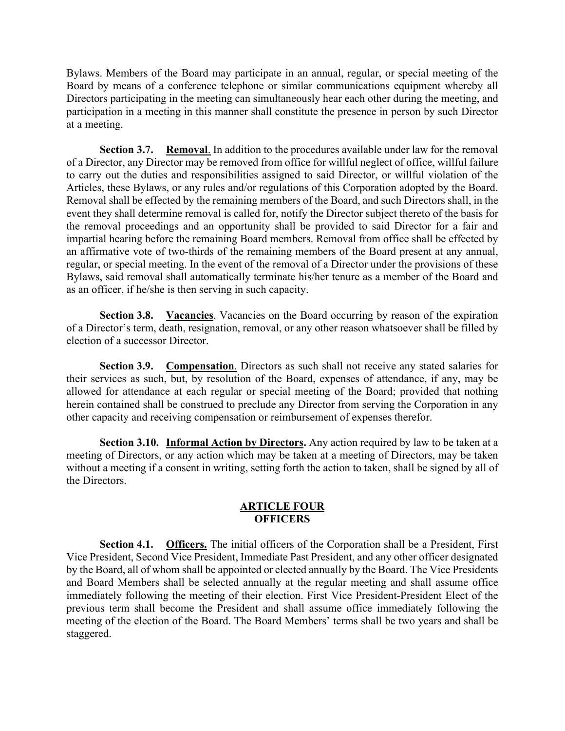Bylaws. Members of the Board may participate in an annual, regular, or special meeting of the Board by means of a conference telephone or similar communications equipment whereby all Directors participating in the meeting can simultaneously hear each other during the meeting, and participation in a meeting in this manner shall constitute the presence in person by such Director at a meeting.

**Section 3.7. Removal**. In addition to the procedures available under law for the removal of a Director, any Director may be removed from office for willful neglect of office, willful failure to carry out the duties and responsibilities assigned to said Director, or willful violation of the Articles, these Bylaws, or any rules and/or regulations of this Corporation adopted by the Board. Removal shall be effected by the remaining members of the Board, and such Directors shall, in the event they shall determine removal is called for, notify the Director subject thereto of the basis for the removal proceedings and an opportunity shall be provided to said Director for a fair and impartial hearing before the remaining Board members. Removal from office shall be effected by an affirmative vote of two-thirds of the remaining members of the Board present at any annual, regular, or special meeting. In the event of the removal of a Director under the provisions of these Bylaws, said removal shall automatically terminate his/her tenure as a member of the Board and as an officer, if he/she is then serving in such capacity.

**Section 3.8. Vacancies**. Vacancies on the Board occurring by reason of the expiration of a Director's term, death, resignation, removal, or any other reason whatsoever shall be filled by election of a successor Director.

**Section 3.9. Compensation**. Directors as such shall not receive any stated salaries for their services as such, but, by resolution of the Board, expenses of attendance, if any, may be allowed for attendance at each regular or special meeting of the Board; provided that nothing herein contained shall be construed to preclude any Director from serving the Corporation in any other capacity and receiving compensation or reimbursement of expenses therefor.

**Section 3.10. Informal Action by Directors.** Any action required by law to be taken at a meeting of Directors, or any action which may be taken at a meeting of Directors, may be taken without a meeting if a consent in writing, setting forth the action to taken, shall be signed by all of the Directors.

## ARTICLE FOUR
## OFFICERS

**Section 4.1. Officers.** The initial officers of the Corporation shall be a President, First Vice President, Second Vice President, Immediate Past President, and any other officer designated by the Board, all of whom shall be appointed or elected annually by the Board. The Vice Presidents and Board Members shall be selected annually at the regular meeting and shall assume office immediately following the meeting of their election. First Vice President-President Elect of the previous term shall become the President and shall assume office immediately following the meeting of the election of the Board. The Board Members' terms shall be two years and shall be staggered.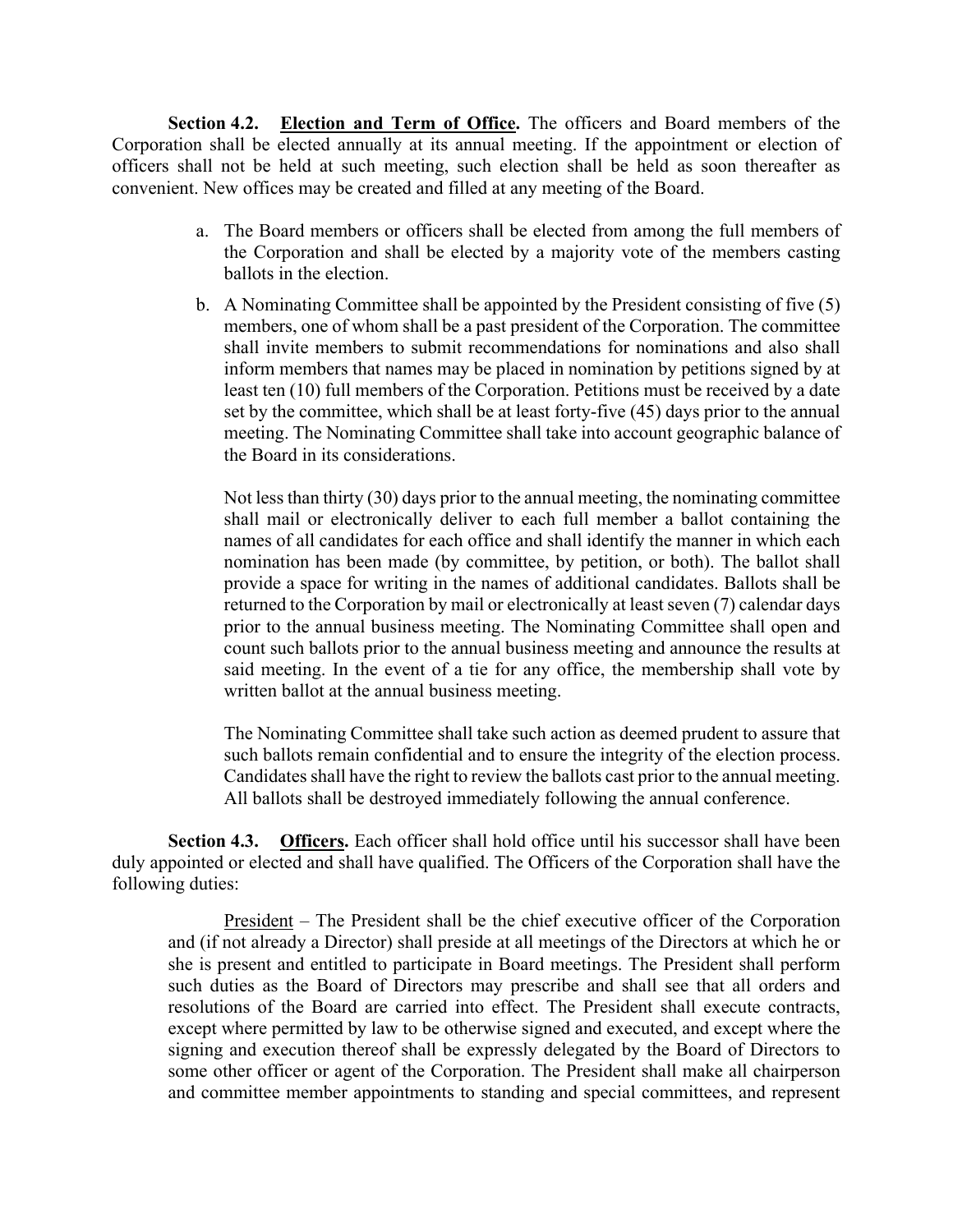**Section 4.2. <u>Election and Term of Office</u>.** The officers and Board members of the Corporation shall be elected annually at its annual meeting. If the appointment or election of officers shall not be held at such meeting, such election shall be held as soon thereafter as convenient. New offices may be created and filled at any meeting of the Board.

a. The Board members or officers shall be elected from among the full members of the Corporation and shall be elected by a majority vote of the members casting ballots in the election.

b. A Nominating Committee shall be appointed by the President consisting of five (5) members, one of whom shall be a past president of the Corporation. The committee shall invite members to submit recommendations for nominations and also shall inform members that names may be placed in nomination by petitions signed by at least ten (10) full members of the Corporation. Petitions must be received by a date set by the committee, which shall be at least forty-five (45) days prior to the annual meeting. The Nominating Committee shall take into account geographic balance of the Board in its considerations.

   Not less than thirty (30) days prior to the annual meeting, the nominating committee shall mail or electronically deliver to each full member a ballot containing the names of all candidates for each office and shall identify the manner in which each nomination has been made (by committee, by petition, or both). The ballot shall provide a space for writing in the names of additional candidates. Ballots shall be returned to the Corporation by mail or electronically at least seven (7) calendar days prior to the annual business meeting. The Nominating Committee shall open and count such ballots prior to the annual business meeting and announce the results at said meeting. In the event of a tie for any office, the membership shall vote by written ballot at the annual business meeting.

   The Nominating Committee shall take such action as deemed prudent to assure that such ballots remain confidential and to ensure the integrity of the election process. Candidates shall have the right to review the ballots cast prior to the annual meeting. All ballots shall be destroyed immediately following the annual conference.

**Section 4.3. <u>Officers</u>.** Each officer shall hold office until his successor shall have been duly appointed or elected and shall have qualified. The Officers of the Corporation shall have the following duties:

<u>President</u> – The President shall be the chief executive officer of the Corporation and (if not already a Director) shall preside at all meetings of the Directors at which he or she is present and entitled to participate in Board meetings. The President shall perform such duties as the Board of Directors may prescribe and shall see that all orders and resolutions of the Board are carried into effect. The President shall execute contracts, except where permitted by law to be otherwise signed and executed, and except where the signing and execution thereof shall be expressly delegated by the Board of Directors to some other officer or agent of the Corporation. The President shall make all chairperson and committee member appointments to standing and special committees, and represent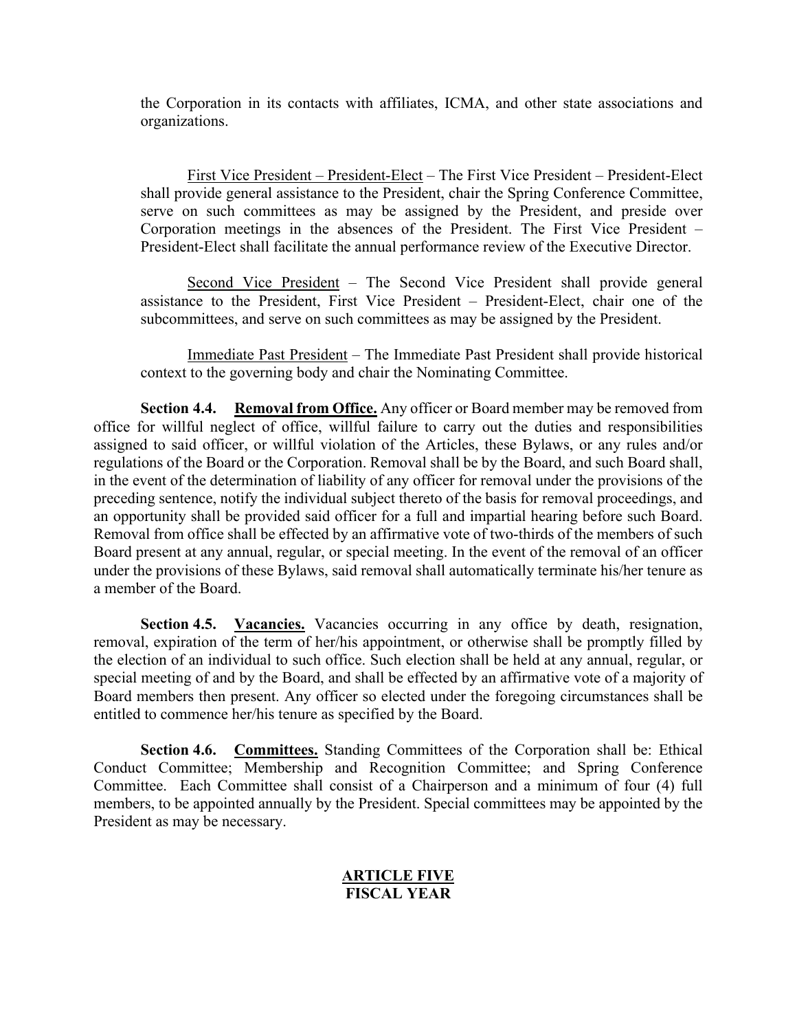the Corporation in its contacts with affiliates, ICMA, and other state associations and organizations.

First Vice President – President-Elect – The First Vice President – President-Elect shall provide general assistance to the President, chair the Spring Conference Committee, serve on such committees as may be assigned by the President, and preside over Corporation meetings in the absences of the President. The First Vice President – President-Elect shall facilitate the annual performance review of the Executive Director.

Second Vice President – The Second Vice President shall provide general assistance to the President, First Vice President – President-Elect, chair one of the subcommittees, and serve on such committees as may be assigned by the President.

Immediate Past President – The Immediate Past President shall provide historical context to the governing body and chair the Nominating Committee.

**Section 4.4. Removal from Office.** Any officer or Board member may be removed from office for willful neglect of office, willful failure to carry out the duties and responsibilities assigned to said officer, or willful violation of the Articles, these Bylaws, or any rules and/or regulations of the Board or the Corporation. Removal shall be by the Board, and such Board shall, in the event of the determination of liability of any officer for removal under the provisions of the preceding sentence, notify the individual subject thereto of the basis for removal proceedings, and an opportunity shall be provided said officer for a full and impartial hearing before such Board. Removal from office shall be effected by an affirmative vote of two-thirds of the members of such Board present at any annual, regular, or special meeting. In the event of the removal of an officer under the provisions of these Bylaws, said removal shall automatically terminate his/her tenure as a member of the Board.

**Section 4.5. Vacancies.** Vacancies occurring in any office by death, resignation, removal, expiration of the term of her/his appointment, or otherwise shall be promptly filled by the election of an individual to such office. Such election shall be held at any annual, regular, or special meeting of and by the Board, and shall be effected by an affirmative vote of a majority of Board members then present. Any officer so elected under the foregoing circumstances shall be entitled to commence her/his tenure as specified by the Board.

**Section 4.6. Committees.** Standing Committees of the Corporation shall be: Ethical Conduct Committee; Membership and Recognition Committee; and Spring Conference Committee. Each Committee shall consist of a Chairperson and a minimum of four (4) full members, to be appointed annually by the President. Special committees may be appointed by the President as may be necessary.

## ARTICLE FIVE
## FISCAL YEAR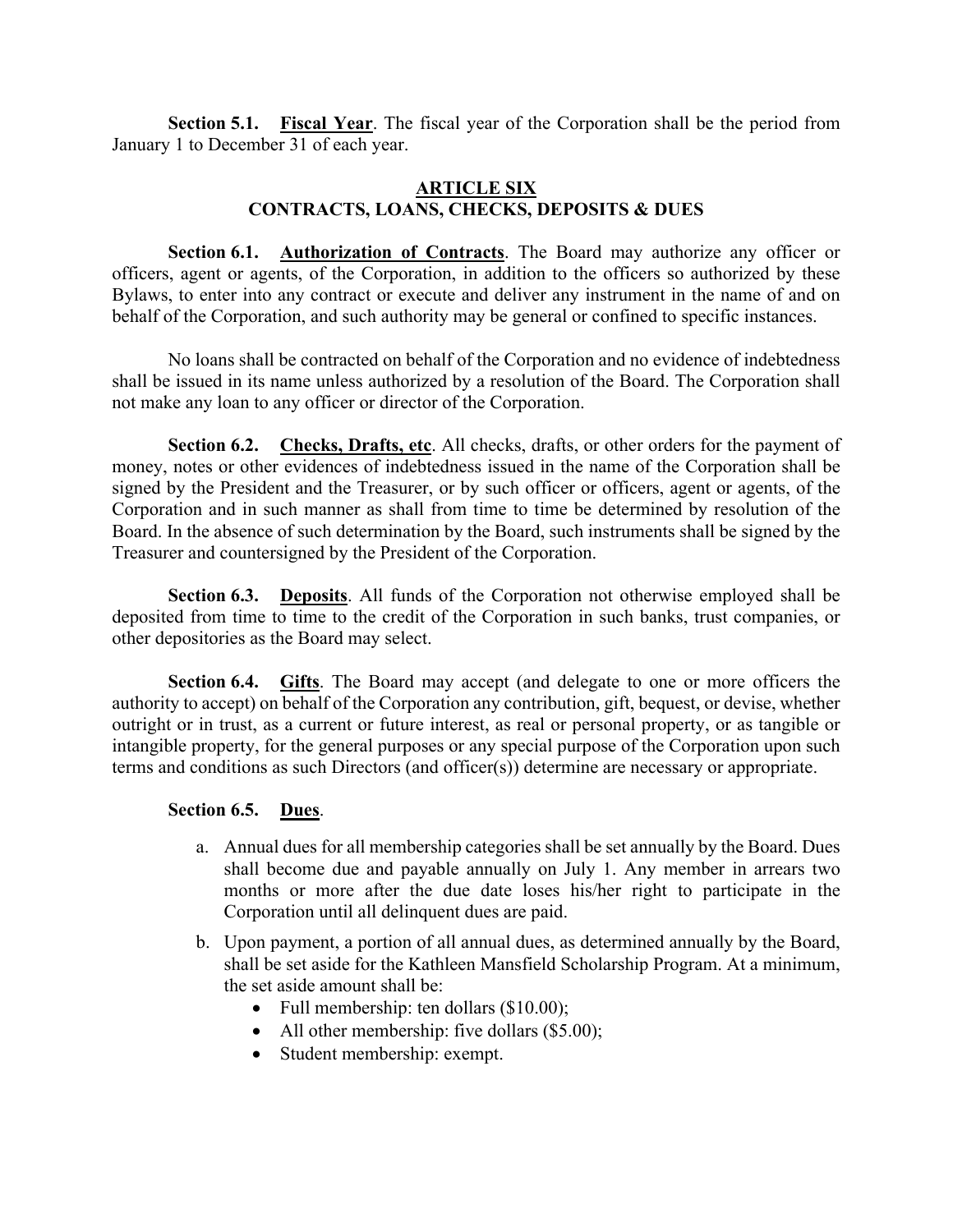**Section 5.1.** **Fiscal Year**. The fiscal year of the Corporation shall be the period from January 1 to December 31 of each year.

## ARTICLE SIX
## CONTRACTS, LOANS, CHECKS, DEPOSITS & DUES

**Section 6.1.** **Authorization of Contracts**. The Board may authorize any officer or officers, agent or agents, of the Corporation, in addition to the officers so authorized by these Bylaws, to enter into any contract or execute and deliver any instrument in the name of and on behalf of the Corporation, and such authority may be general or confined to specific instances.

No loans shall be contracted on behalf of the Corporation and no evidence of indebtedness shall be issued in its name unless authorized by a resolution of the Board. The Corporation shall not make any loan to any officer or director of the Corporation.

**Section 6.2.** **Checks, Drafts, etc**. All checks, drafts, or other orders for the payment of money, notes or other evidences of indebtedness issued in the name of the Corporation shall be signed by the President and the Treasurer, or by such officer or officers, agent or agents, of the Corporation and in such manner as shall from time to time be determined by resolution of the Board. In the absence of such determination by the Board, such instruments shall be signed by the Treasurer and countersigned by the President of the Corporation.

**Section 6.3.** **Deposits**. All funds of the Corporation not otherwise employed shall be deposited from time to time to the credit of the Corporation in such banks, trust companies, or other depositories as the Board may select.

**Section 6.4.** **Gifts**. The Board may accept (and delegate to one or more officers the authority to accept) on behalf of the Corporation any contribution, gift, bequest, or devise, whether outright or in trust, as a current or future interest, as real or personal property, or as tangible or intangible property, for the general purposes or any special purpose of the Corporation upon such terms and conditions as such Directors (and officer(s)) determine are necessary or appropriate.

**Section 6.5.** **Dues**.

a. Annual dues for all membership categories shall be set annually by the Board. Dues shall become due and payable annually on July 1. Any member in arrears two months or more after the due date loses his/her right to participate in the Corporation until all delinquent dues are paid.

b. Upon payment, a portion of all annual dues, as determined annually by the Board, shall be set aside for the Kathleen Mansfield Scholarship Program. At a minimum, the set aside amount shall be:
   - Full membership: ten dollars ($10.00);
   - All other membership: five dollars ($5.00);
   - Student membership: exempt.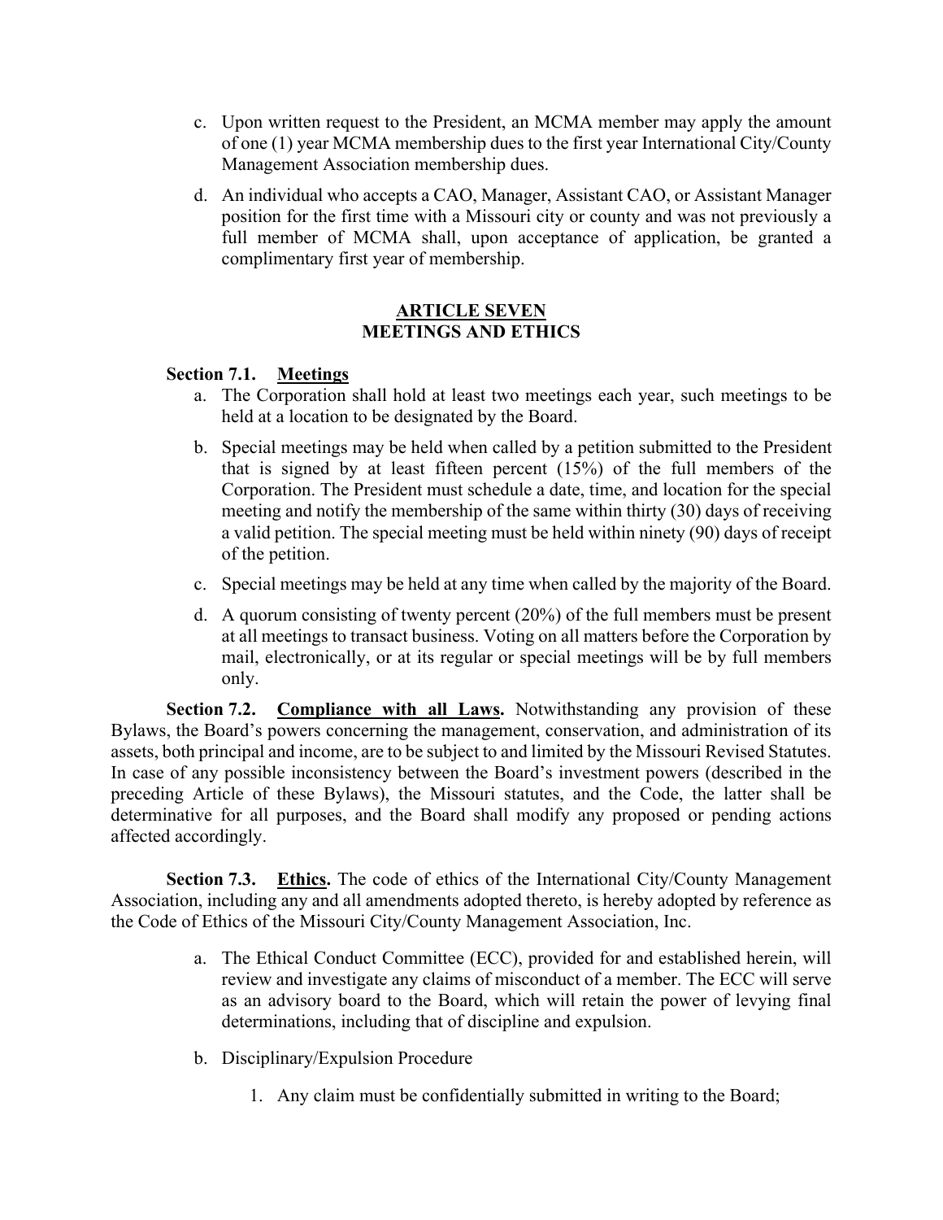c. Upon written request to the President, an MCMA member may apply the amount of one (1) year MCMA membership dues to the first year International City/County Management Association membership dues.

d. An individual who accepts a CAO, Manager, Assistant CAO, or Assistant Manager position for the first time with a Missouri city or county and was not previously a full member of MCMA shall, upon acceptance of application, be granted a complimentary first year of membership.

## ARTICLE SEVEN
## MEETINGS AND ETHICS

**Section 7.1. Meetings**

a. The Corporation shall hold at least two meetings each year, such meetings to be held at a location to be designated by the Board.

b. Special meetings may be held when called by a petition submitted to the President that is signed by at least fifteen percent (15%) of the full members of the Corporation. The President must schedule a date, time, and location for the special meeting and notify the membership of the same within thirty (30) days of receiving a valid petition. The special meeting must be held within ninety (90) days of receipt of the petition.

c. Special meetings may be held at any time when called by the majority of the Board.

d. A quorum consisting of twenty percent (20%) of the full members must be present at all meetings to transact business. Voting on all matters before the Corporation by mail, electronically, or at its regular or special meetings will be by full members only.

**Section 7.2. Compliance with all Laws.** Notwithstanding any provision of these Bylaws, the Board's powers concerning the management, conservation, and administration of its assets, both principal and income, are to be subject to and limited by the Missouri Revised Statutes. In case of any possible inconsistency between the Board's investment powers (described in the preceding Article of these Bylaws), the Missouri statutes, and the Code, the latter shall be determinative for all purposes, and the Board shall modify any proposed or pending actions affected accordingly.

**Section 7.3. Ethics.** The code of ethics of the International City/County Management Association, including any and all amendments adopted thereto, is hereby adopted by reference as the Code of Ethics of the Missouri City/County Management Association, Inc.

a. The Ethical Conduct Committee (ECC), provided for and established herein, will review and investigate any claims of misconduct of a member. The ECC will serve as an advisory board to the Board, which will retain the power of levying final determinations, including that of discipline and expulsion.

b. Disciplinary/Expulsion Procedure

   1. Any claim must be confidentially submitted in writing to the Board;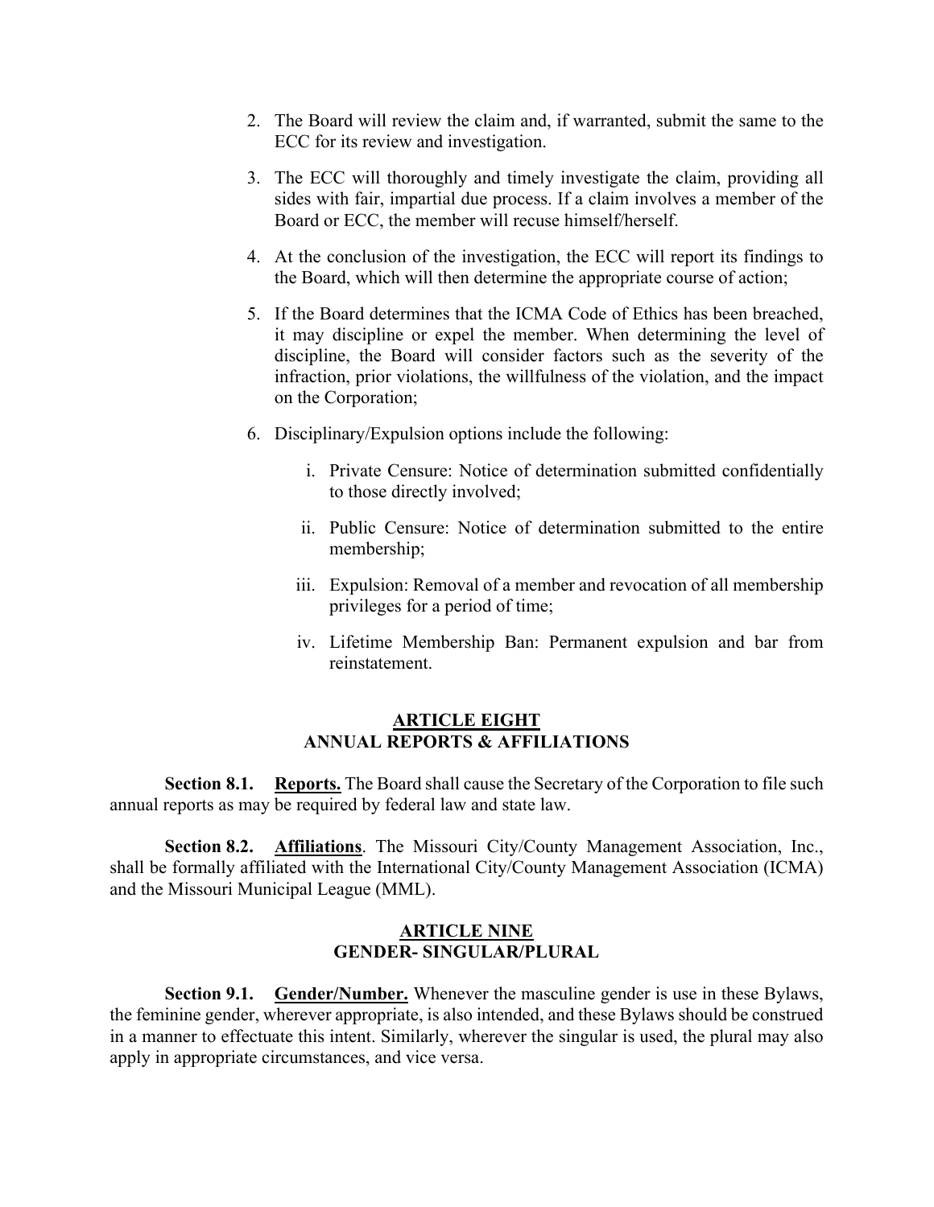2. The Board will review the claim and, if warranted, submit the same to the ECC for its review and investigation.

3. The ECC will thoroughly and timely investigate the claim, providing all sides with fair, impartial due process. If a claim involves a member of the Board or ECC, the member will recuse himself/herself.

4. At the conclusion of the investigation, the ECC will report its findings to the Board, which will then determine the appropriate course of action;

5. If the Board determines that the ICMA Code of Ethics has been breached, it may discipline or expel the member. When determining the level of discipline, the Board will consider factors such as the severity of the infraction, prior violations, the willfulness of the violation, and the impact on the Corporation;

6. Disciplinary/Expulsion options include the following:

   i. Private Censure: Notice of determination submitted confidentially to those directly involved;

   ii. Public Censure: Notice of determination submitted to the entire membership;

   iii. Expulsion: Removal of a member and revocation of all membership privileges for a period of time;

   iv. Lifetime Membership Ban: Permanent expulsion and bar from reinstatement.

## ARTICLE EIGHT
## ANNUAL REPORTS & AFFILIATIONS

**Section 8.1. Reports.** The Board shall cause the Secretary of the Corporation to file such annual reports as may be required by federal law and state law.

**Section 8.2. Affiliations**. The Missouri City/County Management Association, Inc., shall be formally affiliated with the International City/County Management Association (ICMA) and the Missouri Municipal League (MML).

## ARTICLE NINE
## GENDER- SINGULAR/PLURAL

**Section 9.1. Gender/Number.** Whenever the masculine gender is use in these Bylaws, the feminine gender, wherever appropriate, is also intended, and these Bylaws should be construed in a manner to effectuate this intent. Similarly, wherever the singular is used, the plural may also apply in appropriate circumstances, and vice versa.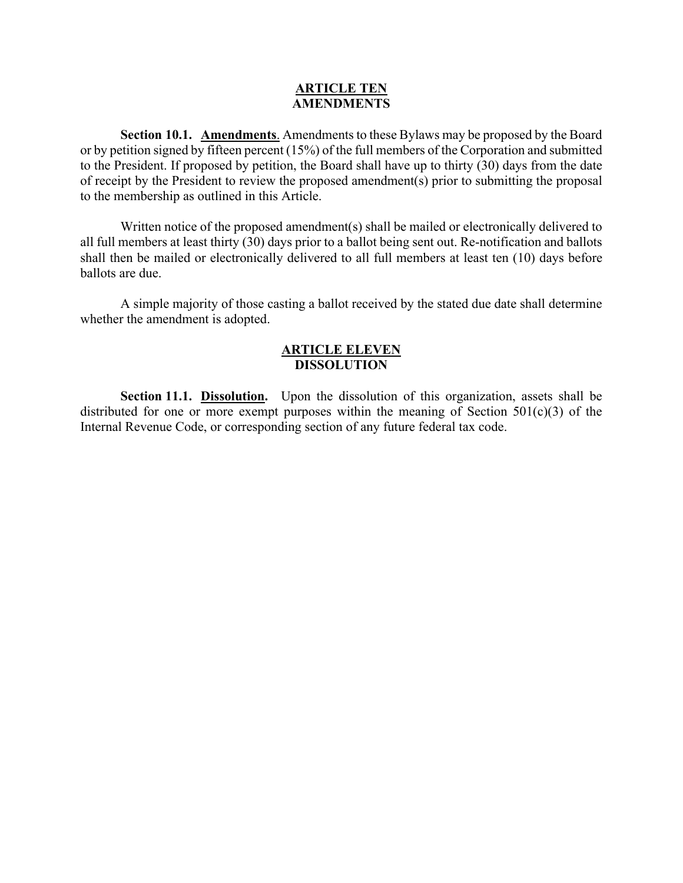## ARTICLE TEN
## AMENDMENTS

**Section 10.1. Amendments**. Amendments to these Bylaws may be proposed by the Board or by petition signed by fifteen percent (15%) of the full members of the Corporation and submitted to the President. If proposed by petition, the Board shall have up to thirty (30) days from the date of receipt by the President to review the proposed amendment(s) prior to submitting the proposal to the membership as outlined in this Article.

Written notice of the proposed amendment(s) shall be mailed or electronically delivered to all full members at least thirty (30) days prior to a ballot being sent out. Re-notification and ballots shall then be mailed or electronically delivered to all full members at least ten (10) days before ballots are due.

A simple majority of those casting a ballot received by the stated due date shall determine whether the amendment is adopted.

## ARTICLE ELEVEN
## DISSOLUTION

**Section 11.1. Dissolution.** Upon the dissolution of this organization, assets shall be distributed for one or more exempt purposes within the meaning of Section 501(c)(3) of the Internal Revenue Code, or corresponding section of any future federal tax code.